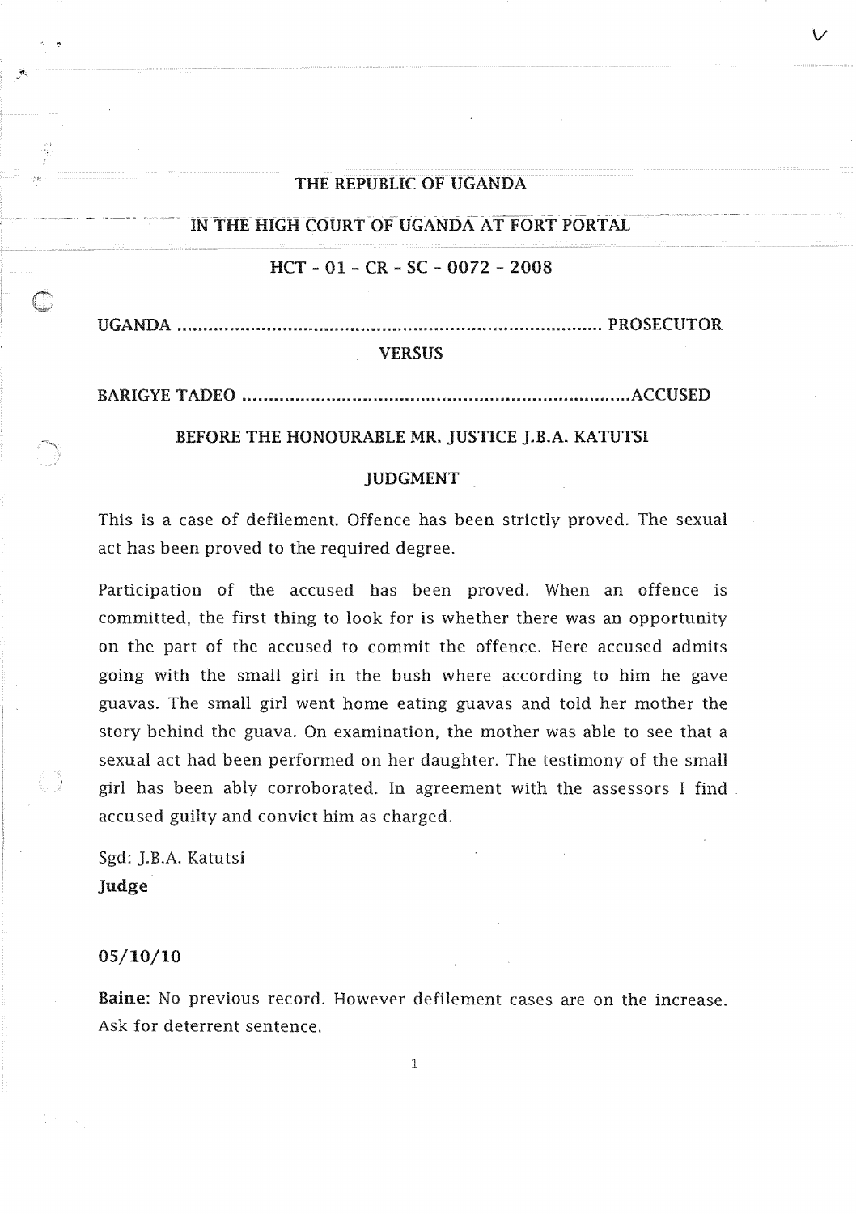**THE REPUBLIC OF UGANDA**

**IN THE HIGH COURT OF UGANDA AT FORT PORTAL**

**HCT - 01 - CR - SC - 0072 - 2008**

**UGANDA ........................................................................................ PROSECUTOR**

**VERSUS**

**BARIGYE TADEO ...........................................................................ACCUSED**

**BEFORE THE HONOURABLE MR. JUSTICE J.B.A. KATUTSI**

**JUDGMENT**

This is a case of defilement. Offence has been strictly proved. The sexual act has been proved to the required degree.

Participation of the accused has been proved. When an offence is committed, the first thing to look for is whether there was an opportunity on the part of the accused to commit the offence. Here accused admits going with the small girl in the bush where according to him he gave guavas. The small girl went home eating guavas and told her mother the story behind the guava. On examination, the mother was able to see that a sexual act had been performed on her daughter. The testimony of the small girl has been ably corroborated. In agreement with the assessors I find accused guilty and convict him as charged.

Sgd: J.B.A. Katutsi
**Judge**

**05/10/10**

**Baine:** No previous record. However defilement cases are on the increase. Ask for deterrent sentence.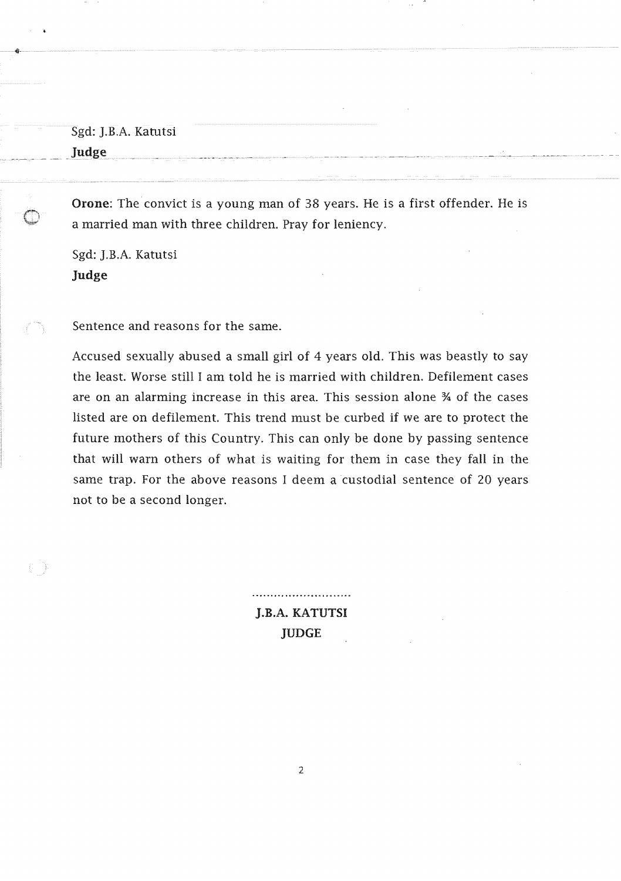Sgd: J.B.A. Katutsi
**Judge**

**Orone**: The convict is a young man of 38 years. He is a first offender. He is a married man with three children. Pray for leniency.

Sgd: J.B.A. Katutsi
**Judge**

Sentence and reasons for the same.

Accused sexually abused a small girl of 4 years old. This was beastly to say the least. Worse still I am told he is married with children. Defilement cases are on an alarming increase in this area. This session alone ¾ of the cases listed are on defilement. This trend must be curbed if we are to protect the future mothers of this Country. This can only be done by passing sentence that will warn others of what is waiting for them in case they fall in the same trap. For the above reasons I deem a custodial sentence of 20 years not to be a second longer.

..........................

**J.B.A. KATUTSI**
**JUDGE**